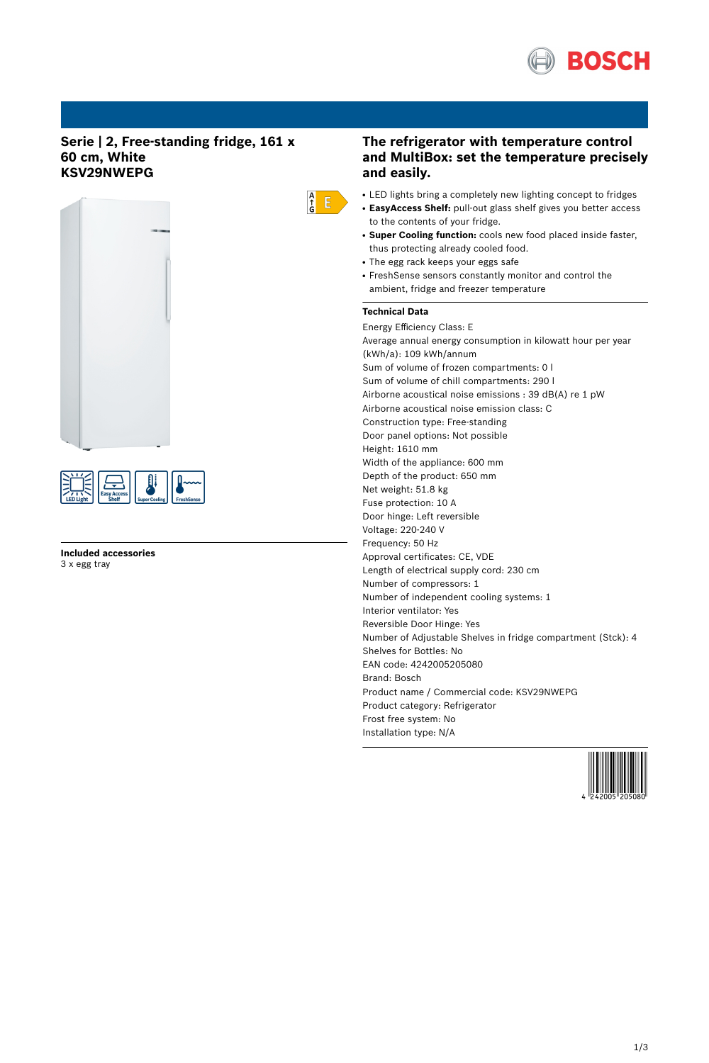# Serie | 2, Free-standing fridge, 161 x 60 cm, White
# KSV29NWEPG

**Included accessories**
3 x egg tray

## The refrigerator with temperature control and MultiBox: set the temperature precisely and easily.

- LED lights bring a completely new lighting concept to fridges
- **EasyAccess Shelf:** pull-out glass shelf gives you better access to the contents of your fridge.
- **Super Cooling function:** cools new food placed inside faster, thus protecting already cooled food.
- The egg rack keeps your eggs safe
- FreshSense sensors constantly monitor and control the ambient, fridge and freezer temperature

### Technical Data

Energy Efficiency Class: E
Average annual energy consumption in kilowatt hour per year (kWh/a): 109 kWh/annum
Sum of volume of frozen compartments: 0 l
Sum of volume of chill compartments: 290 l
Airborne acoustical noise emissions : 39 dB(A) re 1 pW
Airborne acoustical noise emission class: C
Construction type: Free-standing
Door panel options: Not possible
Height: 1610 mm
Width of the appliance: 600 mm
Depth of the product: 650 mm
Net weight: 51.8 kg
Fuse protection: 10 A
Door hinge: Left reversible
Voltage: 220-240 V
Frequency: 50 Hz
Approval certificates: CE, VDE
Length of electrical supply cord: 230 cm
Number of compressors: 1
Number of independent cooling systems: 1
Interior ventilator: Yes
Reversible Door Hinge: Yes
Number of Adjustable Shelves in fridge compartment (Stck): 4
Shelves for Bottles: No
EAN code: 4242005205080
Brand: Bosch
Product name / Commercial code: KSV29NWEPG
Product category: Refrigerator
Frost free system: No
Installation type: N/A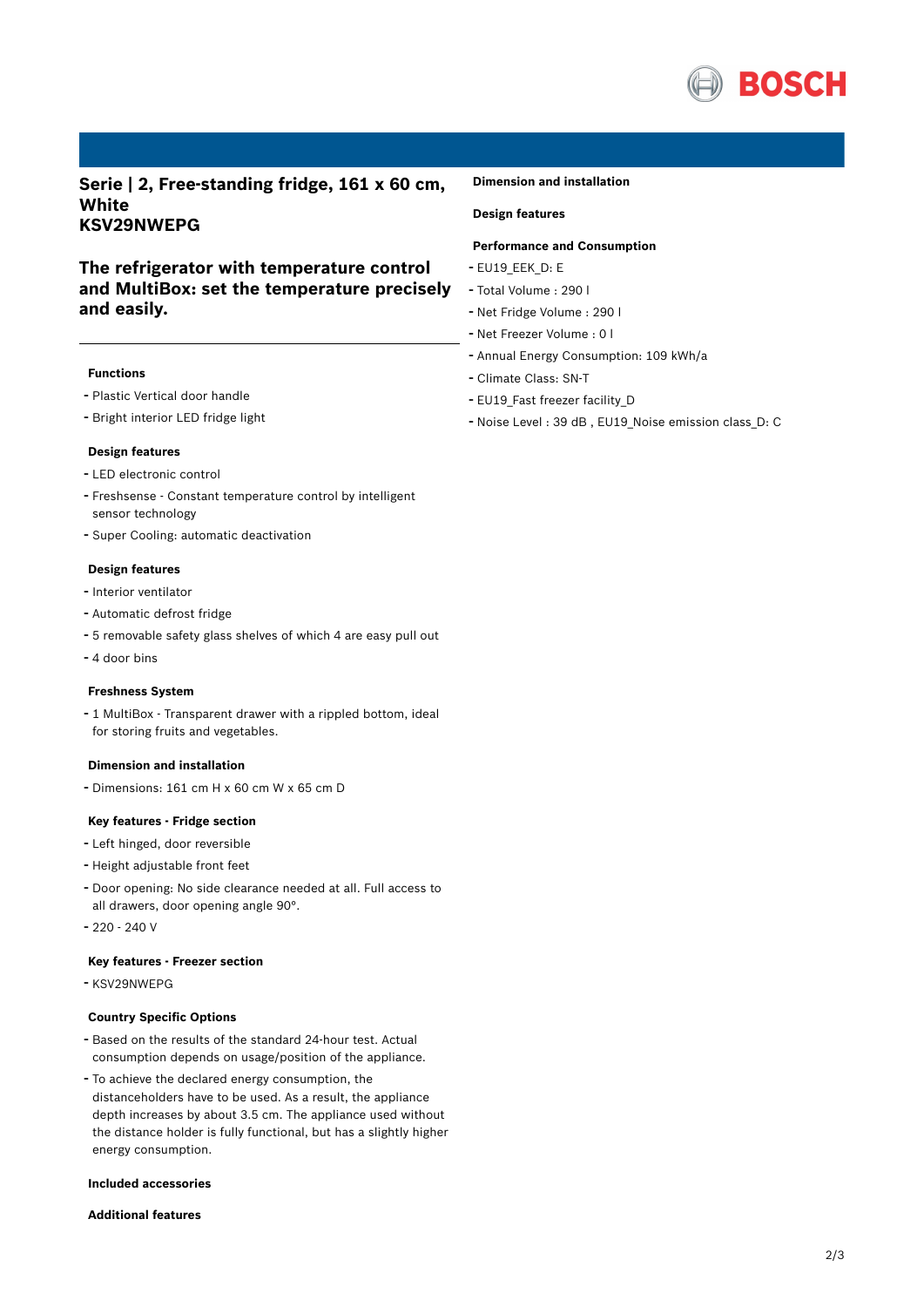## Serie | 2, Free-standing fridge, 161 x 60 cm, White
## KSV29NWEPG

### The refrigerator with temperature control and MultiBox: set the temperature precisely and easily.

**Functions**

- Plastic Vertical door handle
- Bright interior LED fridge light

**Design features**

- LED electronic control
- Freshsense - Constant temperature control by intelligent sensor technology
- Super Cooling: automatic deactivation

**Design features**

- Interior ventilator
- Automatic defrost fridge
- 5 removable safety glass shelves of which 4 are easy pull out
- 4 door bins

**Freshness System**

- 1 MultiBox - Transparent drawer with a rippled bottom, ideal for storing fruits and vegetables.

**Dimension and installation**

- Dimensions: 161 cm H x 60 cm W x 65 cm D

**Key features - Fridge section**

- Left hinged, door reversible
- Height adjustable front feet
- Door opening: No side clearance needed at all. Full access to all drawers, door opening angle 90°.
- 220 - 240 V

**Key features - Freezer section**

- KSV29NWEPG

**Country Specific Options**

- Based on the results of the standard 24-hour test. Actual consumption depends on usage/position of the appliance.
- To achieve the declared energy consumption, the distanceholders have to be used. As a result, the appliance depth increases by about 3.5 cm. The appliance used without the distance holder is fully functional, but has a slightly higher energy consumption.

**Included accessories**

**Additional features**

**Dimension and installation**

**Design features**

**Performance and Consumption**

- EU19_EEK_D: E
- Total Volume : 290 l
- Net Fridge Volume : 290 l
- Net Freezer Volume : 0 l
- Annual Energy Consumption: 109 kWh/a
- Climate Class: SN-T
- EU19_Fast freezer facility_D
- Noise Level : 39 dB , EU19_Noise emission class_D: C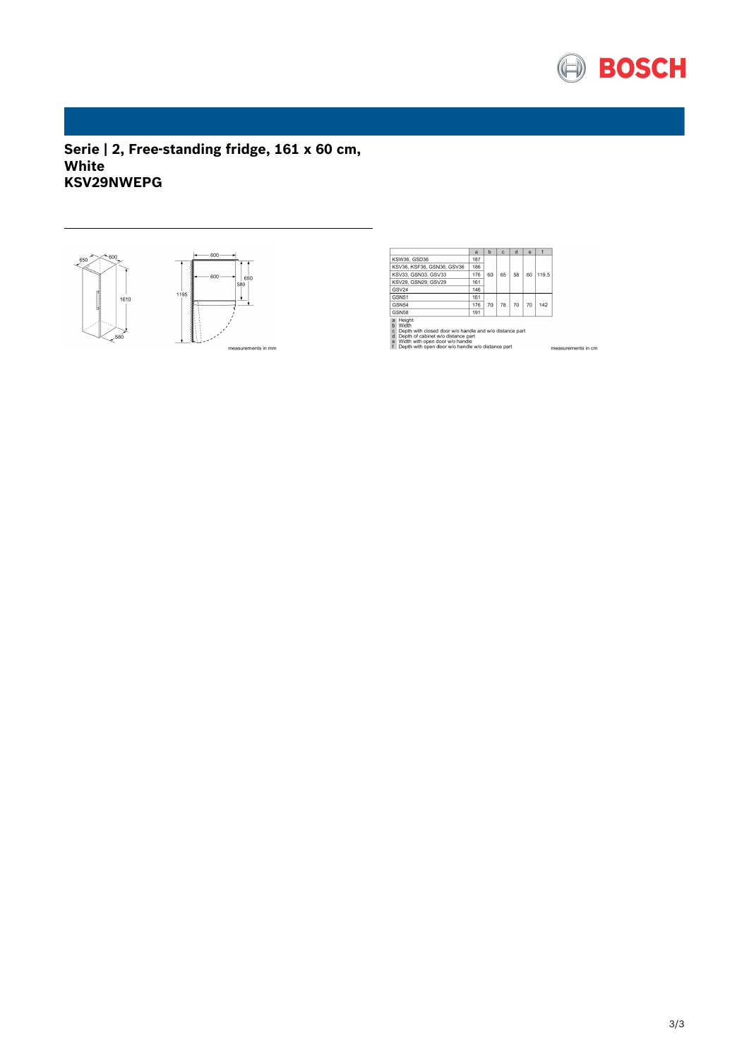# Serie | 2, Free-standing fridge, 161 x 60 cm, White
# KSV29NWEPG

650
600
1610
580

600
600
650
580
1195

measurements in mm

| | a | b | c | d | e | f |
|---|---|---|---|---|---|---|
| KSW36, GSD36 | 187 | 60 | 65 | 58 | 60 | 119.5 |
| KSV36, KSF36, GSN36, GSV36 | 186 | | | | | |
| KSV33, GSN33, GSV33 | 176 | | | | | |
| KSV29, GSN29, GSV29 | 161 | | | | | |
| GSV24 | 146 | | | | | |
| GSN51 | 161 | 70 | 78 | 70 | 70 | 142 |
| GSN54 | 176 | | | | | |
| GSN58 | 191 | | | | | |

a Height
b Width
c Depth with closed door w/o handle and w/o distance part
d Depth of cabinet w/o distance part
e Width with open door w/o handle
f Depth with open door w/o handle w/o distance part

measurements in cm